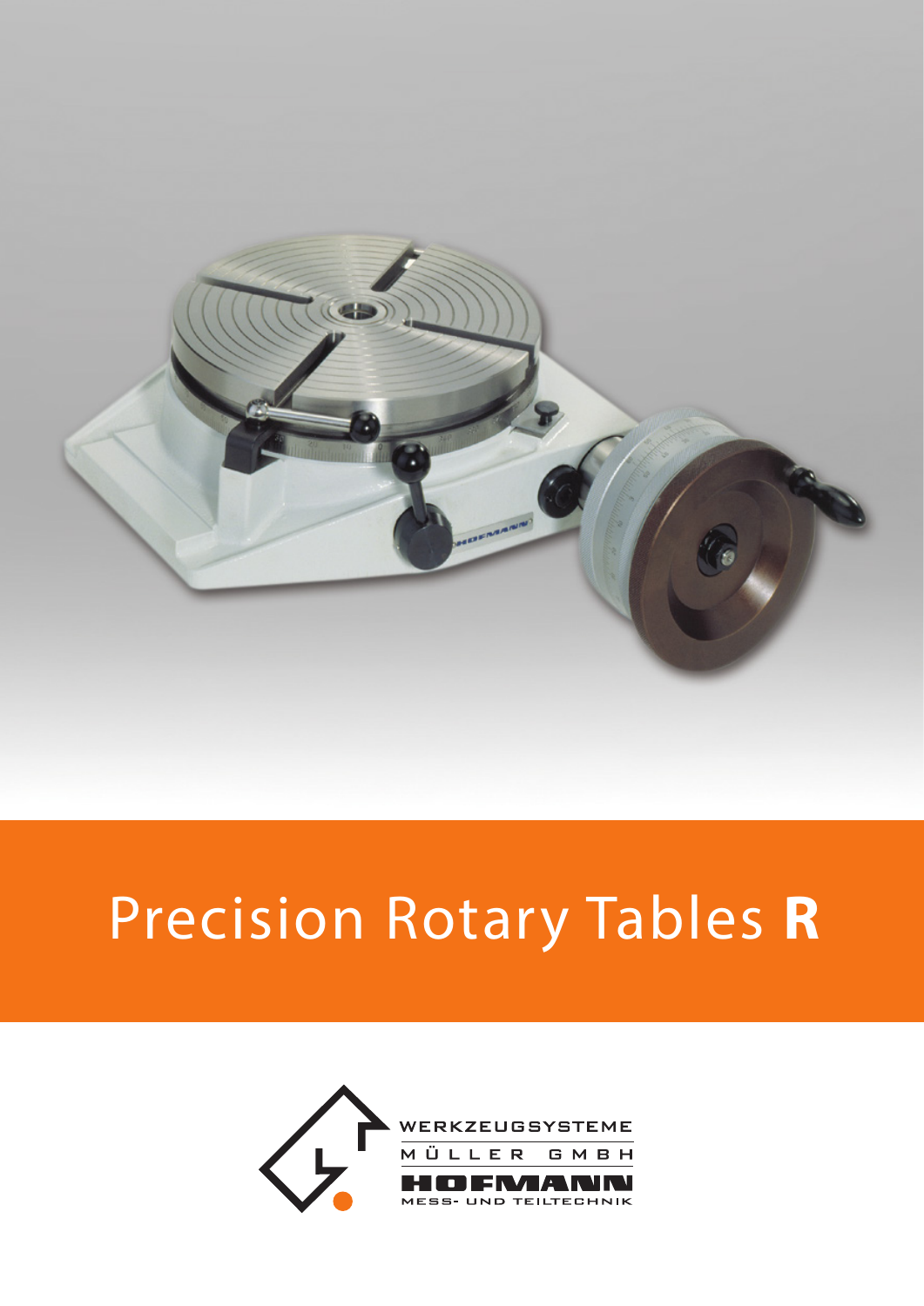# Precision Rotary Tables **R**

WERKZEUGSYSTEME

MÜLLER GMBH

HOFMANN

MESS- UND TEILTECHNIK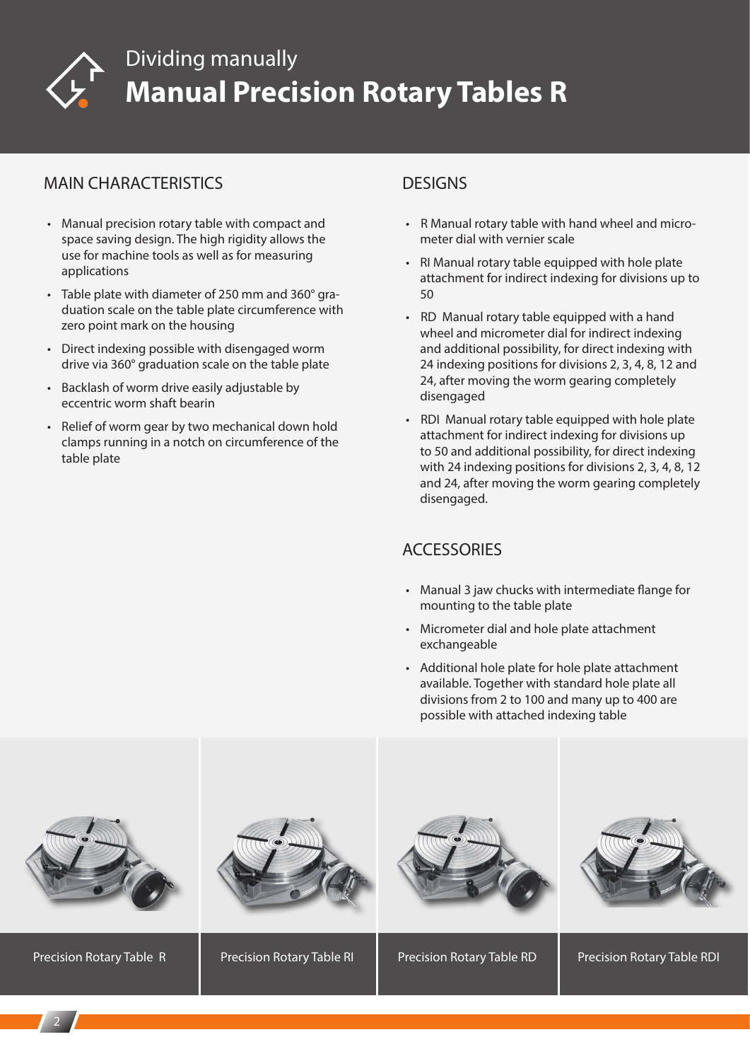Dividing manually

# Manual Precision Rotary Tables R

## MAIN CHARACTERISTICS

- Manual precision rotary table with compact and space saving design. The high rigidity allows the use for machine tools as well as for measuring applications
- Table plate with diameter of 250 mm and 360° graduation scale on the table plate circumference with zero point mark on the housing
- Direct indexing possible with disengaged worm drive via 360° graduation scale on the table plate
- Backlash of worm drive easily adjustable by eccentric worm shaft bearin
- Relief of worm gear by two mechanical down hold clamps running in a notch on circumference of the table plate

## DESIGNS

- R Manual rotary table with hand wheel and micrometer dial with vernier scale
- RI Manual rotary table equipped with hole plate attachment for indirect indexing for divisions up to 50
- RD Manual rotary table equipped with a hand wheel and micrometer dial for indirect indexing and additional possibility, for direct indexing with 24 indexing positions for divisions 2, 3, 4, 8, 12 and 24, after moving the worm gearing completely disengaged
- RDI Manual rotary table equipped with hole plate attachment for indirect indexing for divisions up to 50 and additional possibility, for direct indexing with 24 indexing positions for divisions 2, 3, 4, 8, 12 and 24, after moving the worm gearing completely disengaged.

## ACCESSORIES

- Manual 3 jaw chucks with intermediate flange for mounting to the table plate
- Micrometer dial and hole plate attachment exchangeable
- Additional hole plate for hole plate attachment available. Together with standard hole plate all divisions from 2 to 100 and many up to 400 are possible with attached indexing table

Precision Rotary Table R

Precision Rotary Table RI

Precision Rotary Table RD

Precision Rotary Table RDI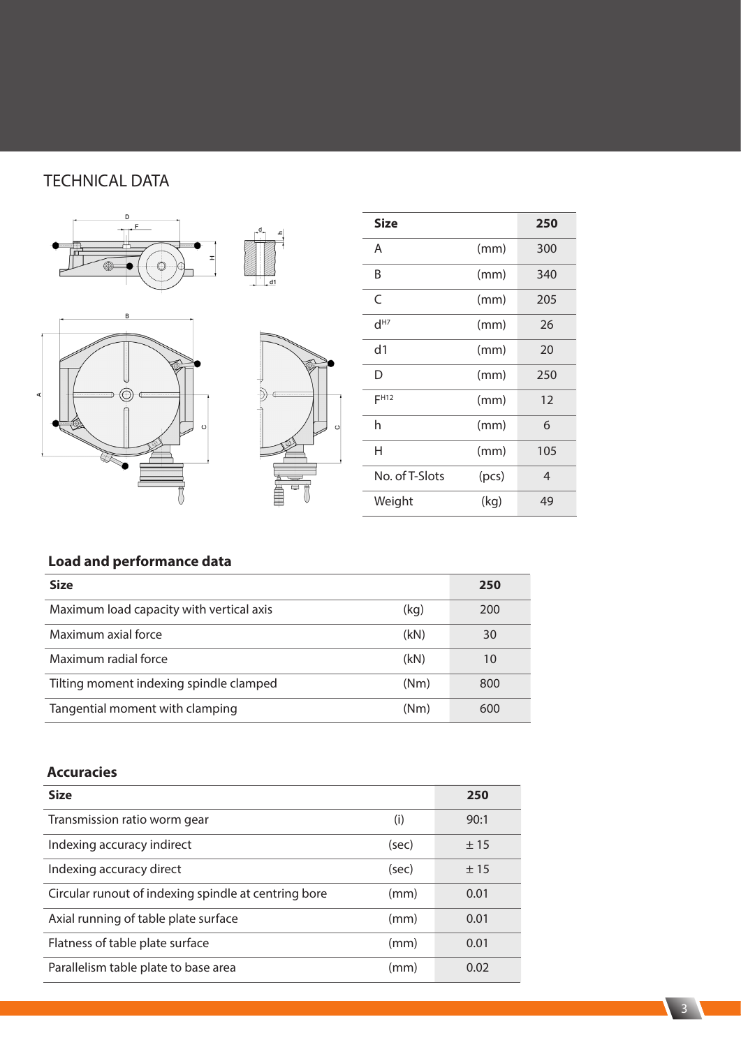# TECHNICAL DATA

| Size | | 250 |
|---|---|---|
| A | (mm) | 300 |
| B | (mm) | 340 |
| C | (mm) | 205 |
| $d^{H7}$ | (mm) | 26 |
| d1 | (mm) | 20 |
| D | (mm) | 250 |
| $F^{H12}$ | (mm) | 12 |
| h | (mm) | 6 |
| H | (mm) | 105 |
| No. of T-Slots | (pcs) | 4 |
| Weight | (kg) | 49 |

## Load and performance data

| Size | | 250 |
|---|---|---|
| Maximum load capacity with vertical axis | (kg) | 200 |
| Maximum axial force | (kN) | 30 |
| Maximum radial force | (kN) | 10 |
| Tilting moment indexing spindle clamped | (Nm) | 800 |
| Tangential moment with clamping | (Nm) | 600 |

## Accuracies

| Size | | 250 |
|---|---|---|
| Transmission ratio worm gear | (i) | 90:1 |
| Indexing accuracy indirect | (sec) | ± 15 |
| Indexing accuracy direct | (sec) | ± 15 |
| Circular runout of indexing spindle at centring bore | (mm) | 0.01 |
| Axial running of table plate surface | (mm) | 0.01 |
| Flatness of table plate surface | (mm) | 0.01 |
| Parallelism table plate to base area | (mm) | 0.02 |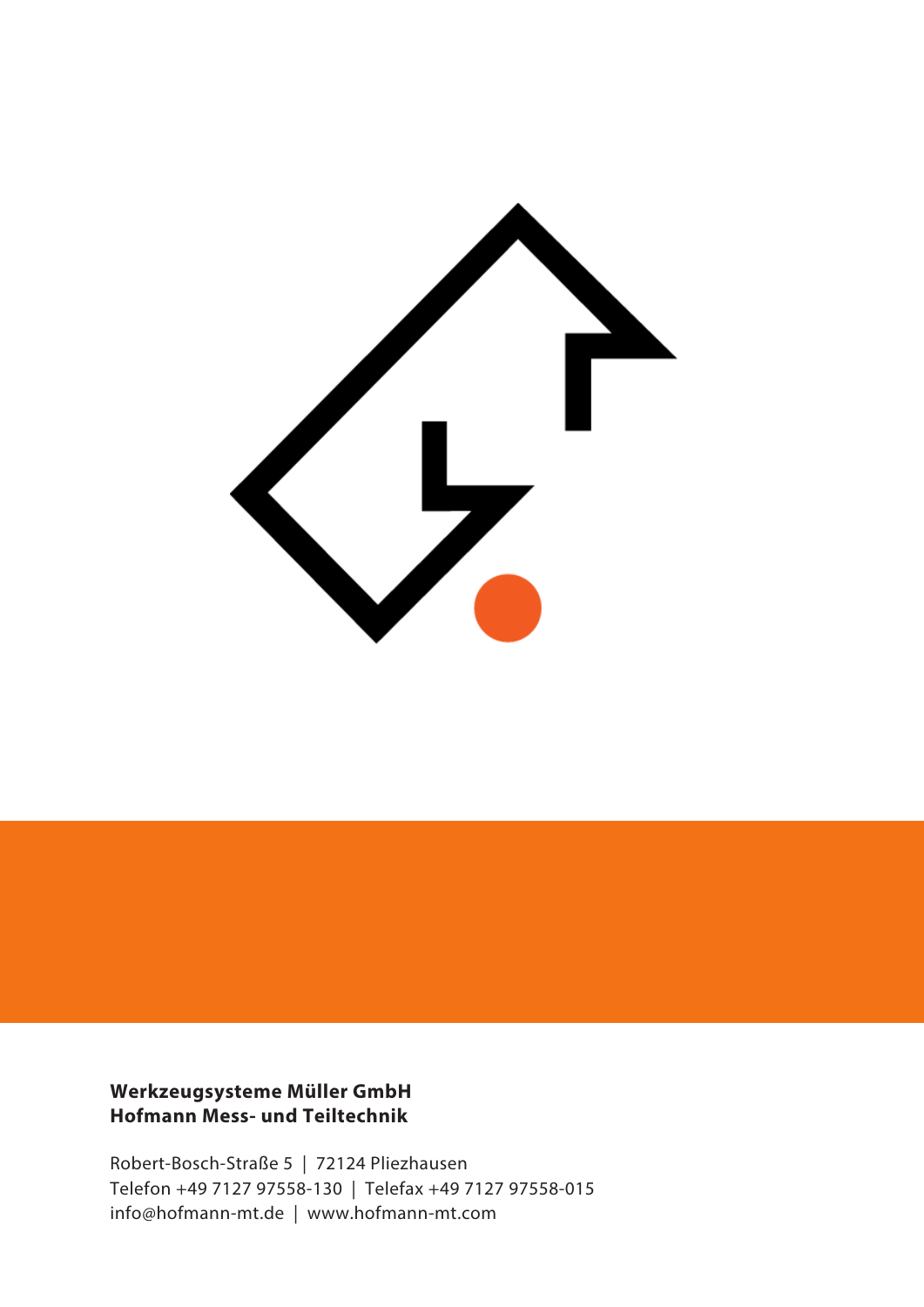**Werkzeugsysteme Müller GmbH**
**Hofmann Mess- und Teiltechnik**

Robert-Bosch-Straße 5 | 72124 Pliezhausen
Telefon +49 7127 97558-130 | Telefax +49 7127 97558-015
info@hofmann-mt.de | www.hofmann-mt.com